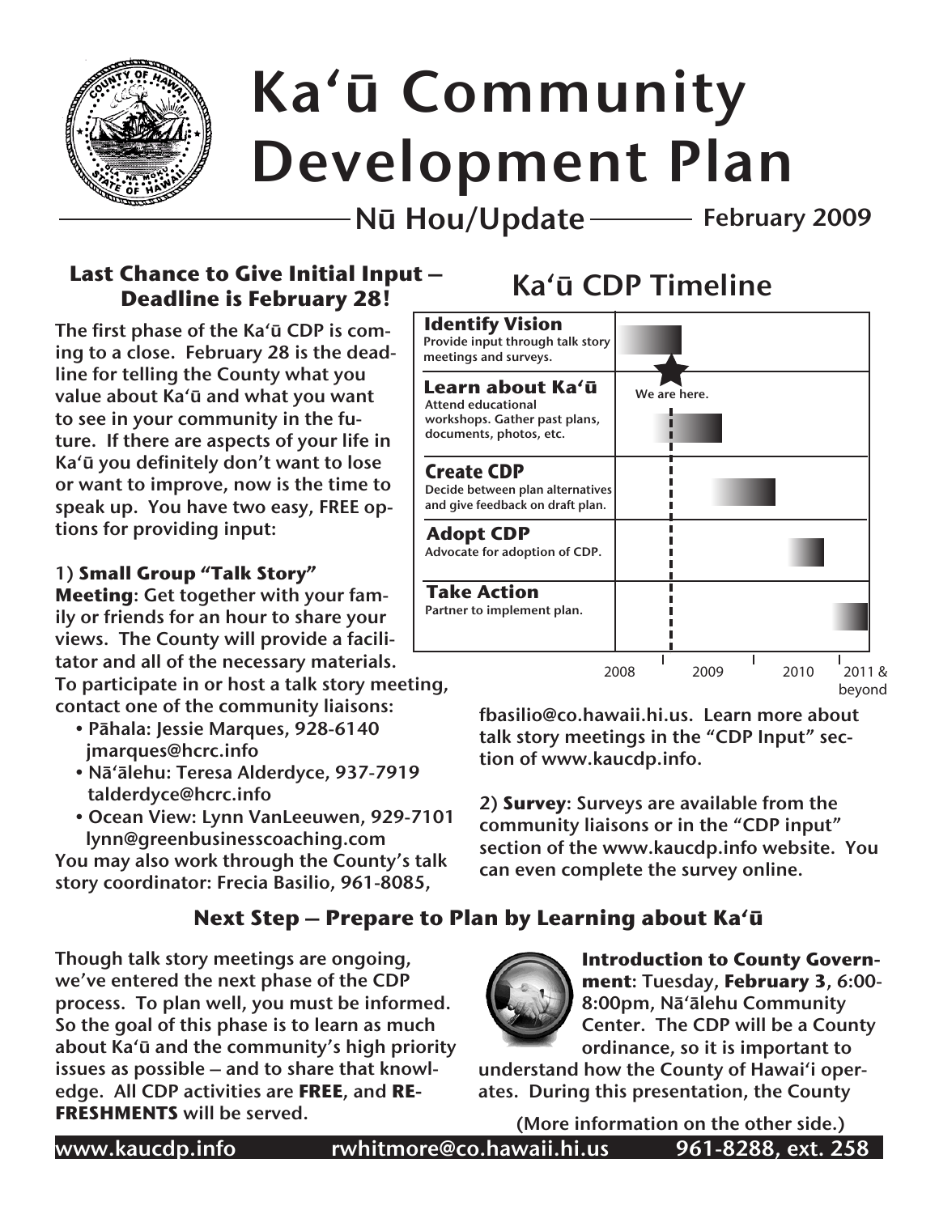# Ka'ū Community Development Plan

**Nū Hou/Update** — **February 2009**

## Last Chance to Give Initial Input — Deadline is February 28!

The first phase of the Ka'ū CDP is coming to a close. February 28 is the deadline for telling the County what you value about Ka'ū and what you want to see in your community in the future. If there are aspects of your life in Ka'ū you definitely don't want to lose or want to improve, now is the time to speak up. You have two easy, FREE options for providing input:

1) **Small Group "Talk Story" Meeting**: Get together with your family or friends for an hour to share your views. The County will provide a facilitator and all of the necessary materials. To participate in or host a talk story meeting, contact one of the community liaisons:

- Pāhala: Jessie Marques, 928-6140 jmarques@hcrc.info
- Nā'ālehu: Teresa Alderdyce, 937-7919 talderdyce@hcrc.info
- Ocean View: Lynn VanLeeuwen, 929-7101 lynn@greenbusinesscoaching.com

You may also work through the County's talk story coordinator: Frecia Basilio, 961-8085, fbasilio@co.hawaii.hi.us. Learn more about talk story meetings in the "CDP Input" section of www.kaucdp.info.

2) **Survey**: Surveys are available from the community liaisons or in the "CDP input" section of the www.kaucdp.info website. You can even complete the survey online.

## Ka'ū CDP Timeline

| Phase | Description | Timing |
|---|---|---|
| **Identify Vision** | Provide input through talk story meetings and surveys. | 2008 – early 2009 |
| **Learn about Ka'ū** | Attend educational workshops. Gather past plans, documents, photos, etc. | early – mid 2009 (We are here.) |
| **Create CDP** | Decide between plan alternatives and give feedback on draft plan. | mid 2009 – early 2010 |
| **Adopt CDP** | Advocate for adoption of CDP. | 2010 |
| **Take Action** | Partner to implement plan. | 2011 & beyond |

## Next Step — Prepare to Plan by Learning about Ka'ū

Though talk story meetings are ongoing, we've entered the next phase of the CDP process. To plan well, you must be informed. So the goal of this phase is to learn as much about Ka'ū and the community's high priority issues as possible — and to share that knowledge. All CDP activities are **FREE**, and **REFRESHMENTS** will be served.

**Introduction to County Government**: Tuesday, **February 3**, 6:00-8:00pm, Nā'ālehu Community Center. The CDP will be a County ordinance, so it is important to understand how the County of Hawai'i operates. During this presentation, the County

(More information on the other side.)

www.kaucdp.info rwhitmore@co.hawaii.hi.us 961-8288, ext. 258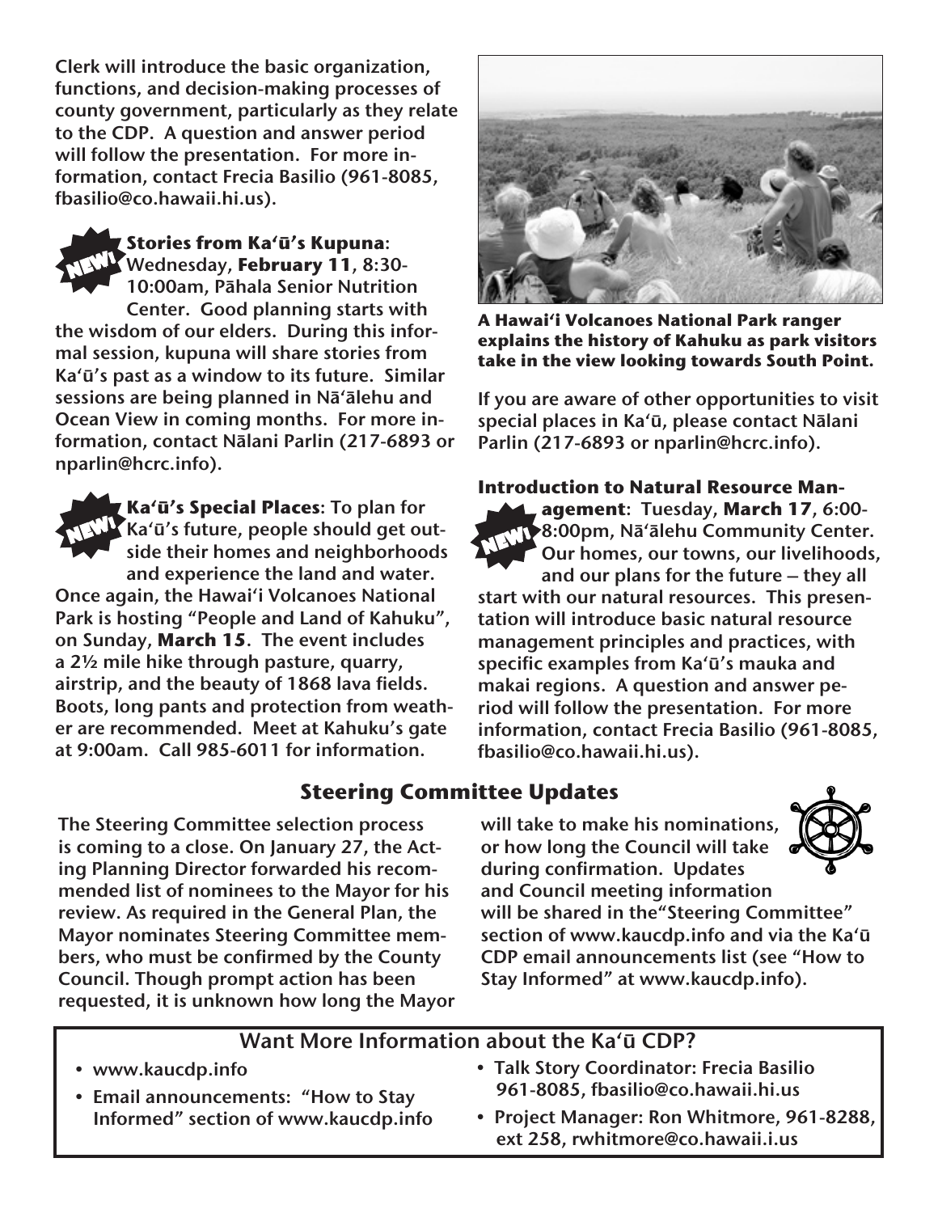Clerk will introduce the basic organization, functions, and decision-making processes of county government, particularly as they relate to the CDP. A question and answer period will follow the presentation. For more information, contact Frecia Basilio (961-8085, fbasilio@co.hawaii.hi.us).

NEW! **Stories from Ka'ū's Kupuna**: Wednesday, **February 11**, 8:30-10:00am, Pāhala Senior Nutrition Center. Good planning starts with the wisdom of our elders. During this informal session, kupuna will share stories from Ka'ū's past as a window to its future. Similar sessions are being planned in Nā'ālehu and Ocean View in coming months. For more information, contact Nālani Parlin (217-6893 or nparlin@hcrc.info).

NEW! **Ka'ū's Special Places**: To plan for Ka'ū's future, people should get outside their homes and neighborhoods and experience the land and water. Once again, the Hawai'i Volcanoes National Park is hosting "People and Land of Kahuku", on Sunday, **March 15**. The event includes a 2½ mile hike through pasture, quarry, airstrip, and the beauty of 1868 lava fields. Boots, long pants and protection from weather are recommended. Meet at Kahuku's gate at 9:00am. Call 985-6011 for information.

**A Hawai'i Volcanoes National Park ranger explains the history of Kahuku as park visitors take in the view looking towards South Point.**

If you are aware of other opportunities to visit special places in Ka'ū, please contact Nālani Parlin (217-6893 or nparlin@hcrc.info).

NEW! **Introduction to Natural Resource Management**: Tuesday, **March 17**, 6:00-8:00pm, Nā'ālehu Community Center. Our homes, our towns, our livelihoods, and our plans for the future – they all start with our natural resources. This presentation will introduce basic natural resource management principles and practices, with specific examples from Ka'ū's mauka and makai regions. A question and answer period will follow the presentation. For more information, contact Frecia Basilio (961-8085, fbasilio@co.hawaii.hi.us).

## Steering Committee Updates

The Steering Committee selection process is coming to a close. On January 27, the Acting Planning Director forwarded his recommended list of nominees to the Mayor for his review. As required in the General Plan, the Mayor nominates Steering Committee members, who must be confirmed by the County Council. Though prompt action has been requested, it is unknown how long the Mayor will take to make his nominations, or how long the Council will take during confirmation. Updates and Council meeting information will be shared in the "Steering Committee" section of www.kaucdp.info and via the Ka'ū CDP email announcements list (see "How to Stay Informed" at www.kaucdp.info).

### Want More Information about the Ka'ū CDP?

- www.kaucdp.info
- Email announcements: "How to Stay Informed" section of www.kaucdp.info
- Talk Story Coordinator: Frecia Basilio 961-8085, fbasilio@co.hawaii.hi.us
- Project Manager: Ron Whitmore, 961-8288, ext 258, rwhitmore@co.hawaii.i.us